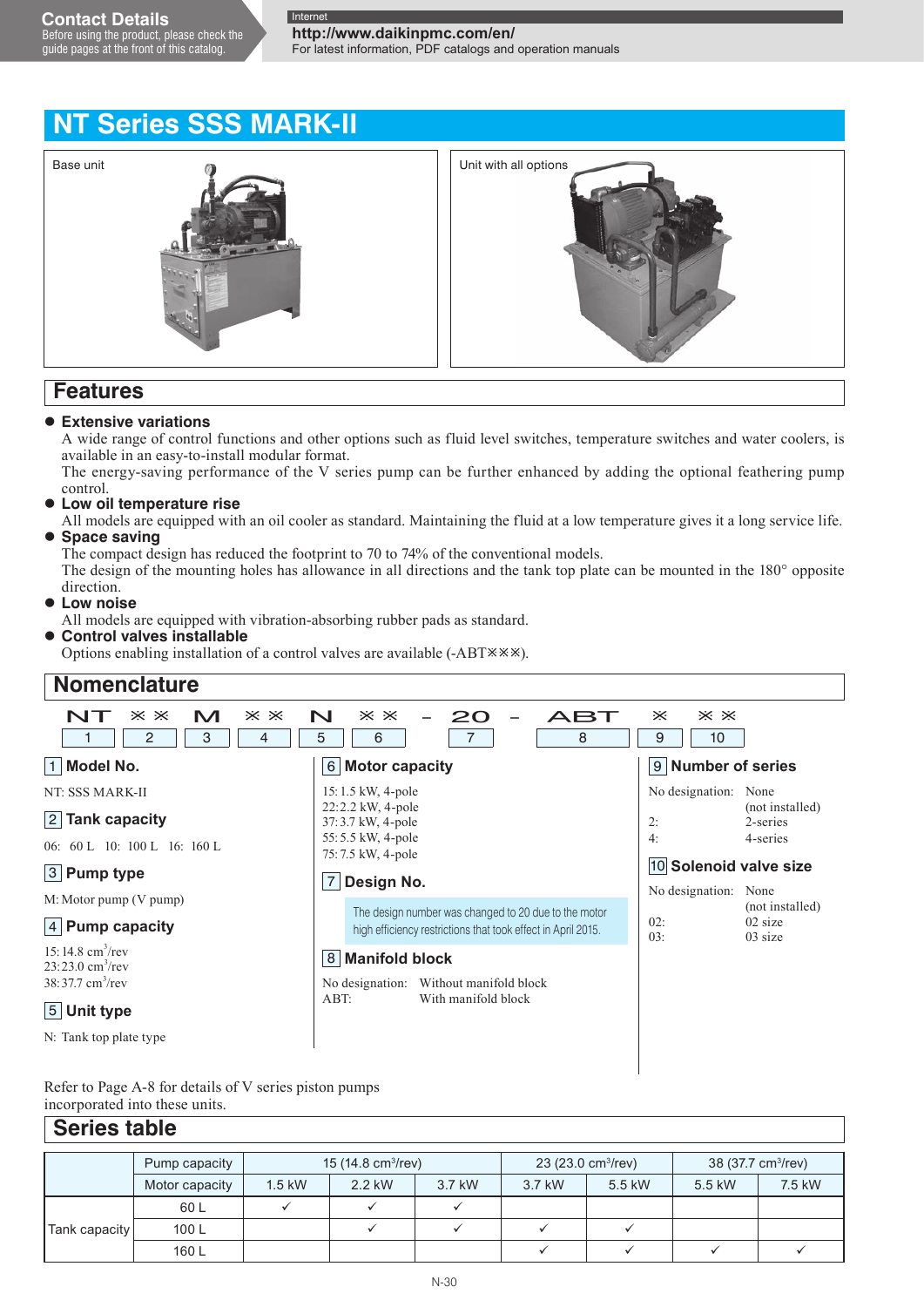Contact Details
Before using the product, please check the guide pages at the front of this catalog.

Internet
http://www.daikinpmc.com/en/
For latest information, PDF catalogs and operation manuals

# NT Series SSS MARK-II

Base unit

Unit with all options

## Features

- **Extensive variations**
  A wide range of control functions and other options such as fluid level switches, temperature switches and water coolers, is available in an easy-to-install modular format.
  The energy-saving performance of the V series pump can be further enhanced by adding the optional feathering pump control.
- **Low oil temperature rise**
  All models are equipped with an oil cooler as standard. Maintaining the fluid at a low temperature gives it a long service life.
- **Space saving**
  The compact design has reduced the footprint to 70 to 74% of the conventional models.
  The design of the mounting holes has allowance in all directions and the tank top plate can be mounted in the 180° opposite direction.
- **Low noise**
  All models are equipped with vibration-absorbing rubber pads as standard.
- **Control valves installable**
  Options enabling installation of a control valves are available (-ABT※※※).

## Nomenclature

| NT | ※※ | M | ※※ | N | ※※ | – | 20 | – | ABT | ※ | ※※ |
|---|---|---|---|---|---|---|---|---|---|---|---|
| 1 | 2 | 3 | 4 | 5 | 6 | | 7 | | 8 | 9 | 10 |

### 1 Model No.

NT: SSS MARK-II

### 2 Tank capacity

06: 60 L 10: 100 L 16: 160 L

### 3 Pump type

M: Motor pump (V pump)

### 4 Pump capacity

15: 14.8 $cm^3$/rev
23: 23.0 $cm^3$/rev
38: 37.7 $cm^3$/rev

### 5 Unit type

N: Tank top plate type

### 6 Motor capacity

15: 1.5 kW, 4-pole
22: 2.2 kW, 4-pole
37: 3.7 kW, 4-pole
55: 5.5 kW, 4-pole
75: 7.5 kW, 4-pole

### 7 Design No.

The design number was changed to 20 due to the motor high efficiency restrictions that took effect in April 2015.

### 8 Manifold block

No designation: Without manifold block
ABT: With manifold block

### 9 Number of series

No designation: None (not installed)
2: 2-series
4: 4-series

### 10 Solenoid valve size

No designation: None (not installed)
02: 02 size
03: 03 size

Refer to Page A-8 for details of V series piston pumps incorporated into these units.

## Series table

| | Pump capacity | 15 (14.8 $cm^3$/rev) | | | 23 (23.0 $cm^3$/rev) | | 38 (37.7 $cm^3$/rev) | |
|---|---|---|---|---|---|---|---|---|
| | Motor capacity | 1.5 kW | 2.2 kW | 3.7 kW | 3.7 kW | 5.5 kW | 5.5 kW | 7.5 kW |
| Tank capacity | 60 L | ✓ | ✓ | ✓ | | | | |
| | 100 L | | ✓ | ✓ | ✓ | ✓ | | |
| | 160 L | | | | ✓ | ✓ | ✓ | ✓ |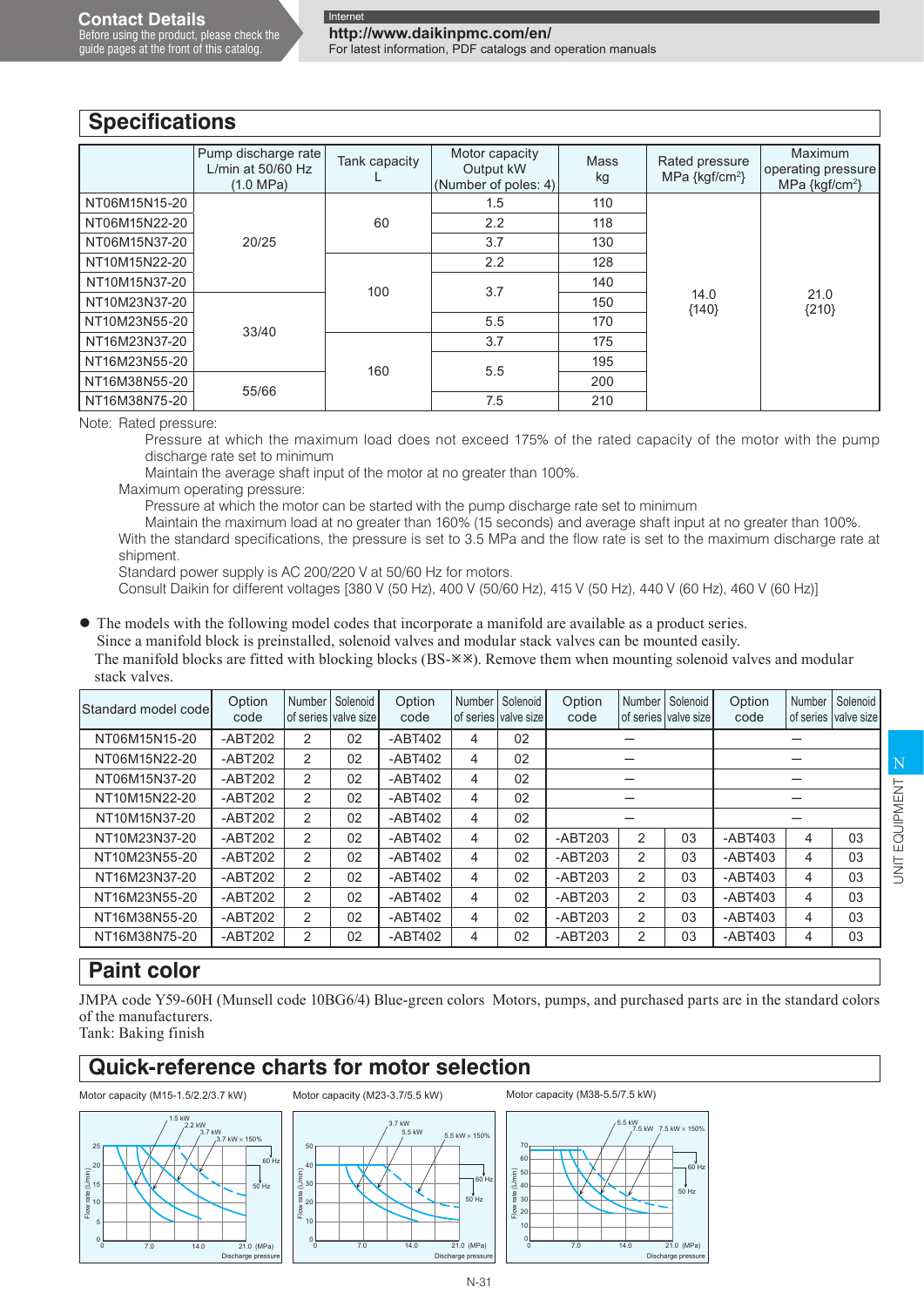**Contact Details**
Before using the product, please check the guide pages at the front of this catalog.

Internet
**http://www.daikinpmc.com/en/**
For latest information, PDF catalogs and operation manuals

## Specifications

| | Pump discharge rate L/min at 50/60 Hz (1.0 MPa) | Tank capacity L | Motor capacity Output kW (Number of poles: 4) | Mass kg | Rated pressure MPa {kgf/cm²} | Maximum operating pressure MPa {kgf/cm²} |
|---|---|---|---|---|---|---|
| NT06M15N15-20 | 20/25 | 60 | 1.5 | 110 | 14.0 {140} | 21.0 {210} |
| NT06M15N22-20 | | | 2.2 | 118 | | |
| NT06M15N37-20 | | | 3.7 | 130 | | |
| NT10M15N22-20 | | 100 | 2.2 | 128 | | |
| NT10M15N37-20 | | | 3.7 | 140 | | |
| NT10M23N37-20 | 33/40 | | | 150 | | |
| NT10M23N55-20 | | | 5.5 | 170 | | |
| NT16M23N37-20 | | 160 | 3.7 | 175 | | |
| NT16M23N55-20 | | | 5.5 | 195 | | |
| NT16M38N55-20 | 55/66 | | | 200 | | |
| NT16M38N75-20 | | | 7.5 | 210 | | |

Note: Rated pressure:
Pressure at which the maximum load does not exceed 175% of the rated capacity of the motor with the pump discharge rate set to minimum
Maintain the average shaft input of the motor at no greater than 100%.
Maximum operating pressure:
Pressure at which the motor can be started with the pump discharge rate set to minimum
Maintain the maximum load at no greater than 160% (15 seconds) and average shaft input at no greater than 100%.
With the standard specifications, the pressure is set to 3.5 MPa and the flow rate is set to the maximum discharge rate at shipment.
Standard power supply is AC 200/220 V at 50/60 Hz for motors.
Consult Daikin for different voltages [380 V (50 Hz), 400 V (50/60 Hz), 415 V (50 Hz), 440 V (60 Hz), 460 V (60 Hz)]

- The models with the following model codes that incorporate a manifold are available as a product series.
  Since a manifold block is preinstalled, solenoid valves and modular stack valves can be mounted easily.
  The manifold blocks are fitted with blocking blocks (BS-※※). Remove them when mounting solenoid valves and modular stack valves.

| Standard model code | Option code | Number of series | Solenoid valve size | Option code | Number of series | Solenoid valve size | Option code | Number of series | Solenoid valve size | Option code | Number of series | Solenoid valve size |
|---|---|---|---|---|---|---|---|---|---|---|---|---|
| NT06M15N15-20 | -ABT202 | 2 | 02 | -ABT402 | 4 | 02 | – | | | – | | |
| NT06M15N22-20 | -ABT202 | 2 | 02 | -ABT402 | 4 | 02 | – | | | – | | |
| NT06M15N37-20 | -ABT202 | 2 | 02 | -ABT402 | 4 | 02 | – | | | – | | |
| NT10M15N22-20 | -ABT202 | 2 | 02 | -ABT402 | 4 | 02 | – | | | – | | |
| NT10M15N37-20 | -ABT202 | 2 | 02 | -ABT402 | 4 | 02 | – | | | – | | |
| NT10M23N37-20 | -ABT202 | 2 | 02 | -ABT402 | 4 | 02 | -ABT203 | 2 | 03 | -ABT403 | 4 | 03 |
| NT10M23N55-20 | -ABT202 | 2 | 02 | -ABT402 | 4 | 02 | -ABT203 | 2 | 03 | -ABT403 | 4 | 03 |
| NT16M23N37-20 | -ABT202 | 2 | 02 | -ABT402 | 4 | 02 | -ABT203 | 2 | 03 | -ABT403 | 4 | 03 |
| NT16M23N55-20 | -ABT202 | 2 | 02 | -ABT402 | 4 | 02 | -ABT203 | 2 | 03 | -ABT403 | 4 | 03 |
| NT16M38N55-20 | -ABT202 | 2 | 02 | -ABT402 | 4 | 02 | -ABT203 | 2 | 03 | -ABT403 | 4 | 03 |
| NT16M38N75-20 | -ABT202 | 2 | 02 | -ABT402 | 4 | 02 | -ABT203 | 2 | 03 | -ABT403 | 4 | 03 |

## Paint color

JMPA code Y59-60H (Munsell code 10BG6/4) Blue-green colors Motors, pumps, and purchased parts are in the standard colors of the manufacturers.
Tank: Baking finish

## Quick-reference charts for motor selection

Motor capacity (M15-1.5/2.2/3.7 kW)

Motor capacity (M23-3.7/5.5 kW)

Motor capacity (M38-5.5/7.5 kW)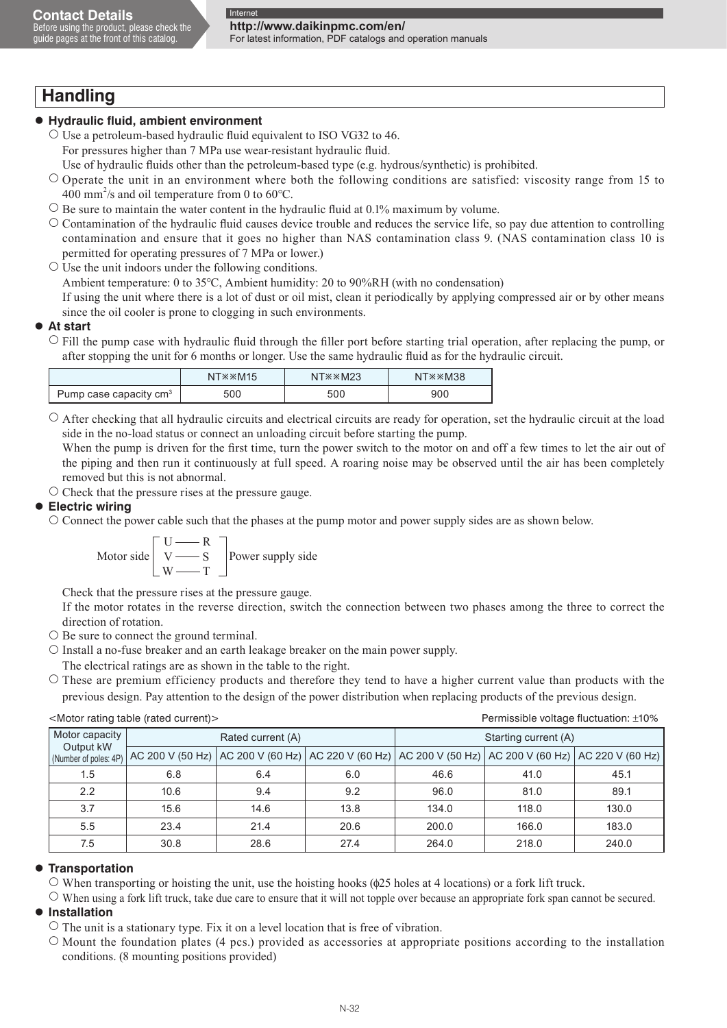# Handling

## ● Hydraulic fluid, ambient environment

○ Use a petroleum-based hydraulic fluid equivalent to ISO VG32 to 46.
For pressures higher than 7 MPa use wear-resistant hydraulic fluid.
Use of hydraulic fluids other than the petroleum-based type (e.g. hydrous/synthetic) is prohibited.

○ Operate the unit in an environment where both the following conditions are satisfied: viscosity range from 15 to 400 $mm^2/s$ and oil temperature from 0 to 60°C.

○ Be sure to maintain the water content in the hydraulic fluid at 0.1% maximum by volume.

○ Contamination of the hydraulic fluid causes device trouble and reduces the service life, so pay due attention to controlling contamination and ensure that it goes no higher than NAS contamination class 9. (NAS contamination class 10 is permitted for operating pressures of 7 MPa or lower.)

○ Use the unit indoors under the following conditions.
Ambient temperature: 0 to 35°C, Ambient humidity: 20 to 90%RH (with no condensation)
If using the unit where there is a lot of dust or oil mist, clean it periodically by applying compressed air or by other means since the oil cooler is prone to clogging in such environments.

## ● At start

○ Fill the pump case with hydraulic fluid through the filler port before starting trial operation, after replacing the pump, or after stopping the unit for 6 months or longer. Use the same hydraulic fluid as for the hydraulic circuit.

| | NT※※M15 | NT※※M23 | NT※※M38 |
|---|---|---|---|
| Pump case capacity $cm^3$ | 500 | 500 | 900 |

○ After checking that all hydraulic circuits and electrical circuits are ready for operation, set the hydraulic circuit at the load side in the no-load status or connect an unloading circuit before starting the pump.
When the pump is driven for the first time, turn the power switch to the motor on and off a few times to let the air out of the piping and then run it continuously at full speed. A roaring noise may be observed until the air has been completely removed but this is not abnormal.

○ Check that the pressure rises at the pressure gauge.

## ● Electric wiring

○ Connect the power cable such that the phases at the pump motor and power supply sides are as shown below.

Motor side [ U —— R / V —— S / W —— T ] Power supply side

Check that the pressure rises at the pressure gauge.
If the motor rotates in the reverse direction, switch the connection between two phases among the three to correct the direction of rotation.

○ Be sure to connect the ground terminal.

○ Install a no-fuse breaker and an earth leakage breaker on the main power supply.
The electrical ratings are as shown in the table to the right.

○ These are premium efficiency products and therefore they tend to have a higher current value than products with the previous design. Pay attention to the design of the power distribution when replacing products of the previous design.

<Motor rating table (rated current)> Permissible voltage fluctuation: ±10%

| Motor capacity Output kW (Number of poles: 4P) | Rated current (A) | | | Starting current (A) | | |
|---|---|---|---|---|---|---|
| | AC 200 V (50 Hz) | AC 200 V (60 Hz) | AC 220 V (60 Hz) | AC 200 V (50 Hz) | AC 200 V (60 Hz) | AC 220 V (60 Hz) |
| 1.5 | 6.8 | 6.4 | 6.0 | 46.6 | 41.0 | 45.1 |
| 2.2 | 10.6 | 9.4 | 9.2 | 96.0 | 81.0 | 89.1 |
| 3.7 | 15.6 | 14.6 | 13.8 | 134.0 | 118.0 | 130.0 |
| 5.5 | 23.4 | 21.4 | 20.6 | 200.0 | 166.0 | 183.0 |
| 7.5 | 30.8 | 28.6 | 27.4 | 264.0 | 218.0 | 240.0 |

## ● Transportation

○ When transporting or hoisting the unit, use the hoisting hooks (ϕ25 holes at 4 locations) or a fork lift truck.

○ When using a fork lift truck, take due care to ensure that it will not topple over because an appropriate fork span cannot be secured.

## ● Installation

○ The unit is a stationary type. Fix it on a level location that is free of vibration.

○ Mount the foundation plates (4 pcs.) provided as accessories at appropriate positions according to the installation conditions. (8 mounting positions provided)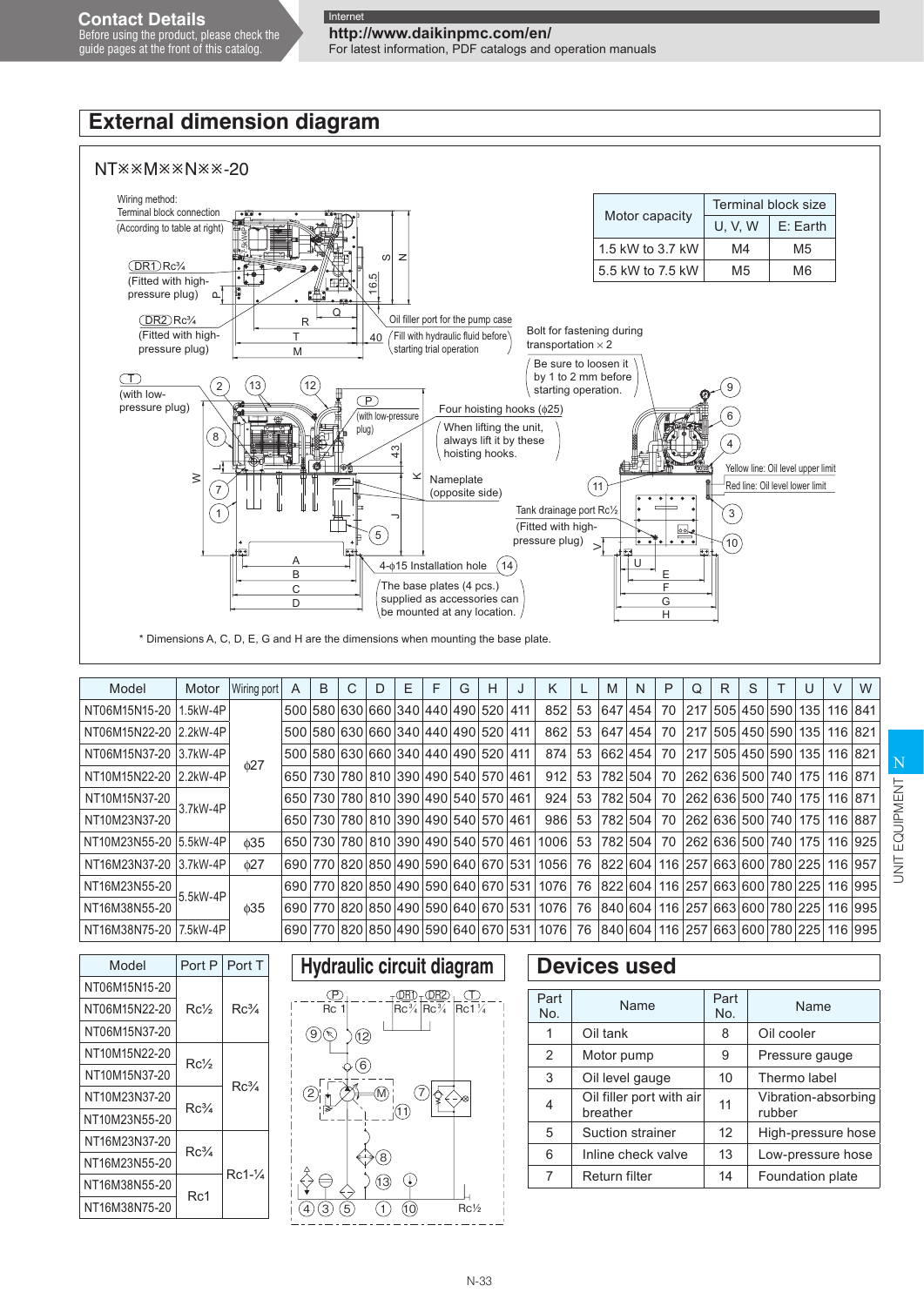## External dimension diagram

NT※※M※※N※※-20

Wiring method:
Terminal block connection
(According to table at right)

(DR1) Rc¾
(Fitted with high-pressure plug)

(DR2) Rc¾
(Fitted with high-pressure plug)

(T)
(with low-pressure plug)

(P)
(with low-pressure plug)

Oil filler port for the pump case
(Fill with hydraulic fluid before starting trial operation)

Bolt for fastening during transportation × 2
(Be sure to loosen it by 1 to 2 mm before starting operation.)

Four hoisting hooks (ϕ25)
(When lifting the unit, always lift it by these hoisting hooks.)

Nameplate (opposite side)

Yellow line: Oil level upper limit
Red line: Oil level lower limit

Tank drainage port Rc½
(Fitted with high-pressure plug)

4-ϕ15 Installation hole (14)
(The base plates (4 pcs.) supplied as accessories can be mounted at any location.)

| Motor capacity | Terminal block size | |
|---|---|---|
| | U, V, W | E: Earth |
| 1.5 kW to 3.7 kW | M4 | M5 |
| 5.5 kW to 7.5 kW | M5 | M6 |

\* Dimensions A, C, D, E, G and H are the dimensions when mounting the base plate.

| Model | Motor | Wiring port | A | B | C | D | E | F | G | H | J | K | L | M | N | P | Q | R | S | T | U | V | W |
|---|---|---|---|---|---|---|---|---|---|---|---|---|---|---|---|---|---|---|---|---|---|---|---|
| NT06M15N15-20 | 1.5kW-4P | ϕ27 | 500 | 580 | 630 | 660 | 340 | 440 | 490 | 520 | 411 | 852 | 53 | 647 | 454 | 70 | 217 | 505 | 450 | 590 | 135 | 116 | 841 |
| NT06M15N22-20 | 2.2kW-4P | | 500 | 580 | 630 | 660 | 340 | 440 | 490 | 520 | 411 | 862 | 53 | 647 | 454 | 70 | 217 | 505 | 450 | 590 | 135 | 116 | 821 |
| NT06M15N37-20 | 3.7kW-4P | | 500 | 580 | 630 | 660 | 340 | 440 | 490 | 520 | 411 | 874 | 53 | 662 | 454 | 70 | 217 | 505 | 450 | 590 | 135 | 116 | 821 |
| NT10M15N22-20 | 2.2kW-4P | | 650 | 730 | 780 | 810 | 390 | 490 | 540 | 570 | 461 | 912 | 53 | 782 | 504 | 70 | 262 | 636 | 500 | 740 | 175 | 116 | 871 |
| NT10M15N37-20 | 3.7kW-4P | | 650 | 730 | 780 | 810 | 390 | 490 | 540 | 570 | 461 | 924 | 53 | 782 | 504 | 70 | 262 | 636 | 500 | 740 | 175 | 116 | 871 |
| NT10M23N37-20 | | | 650 | 730 | 780 | 810 | 390 | 490 | 540 | 570 | 461 | 986 | 53 | 782 | 504 | 70 | 262 | 636 | 500 | 740 | 175 | 116 | 887 |
| NT10M23N55-20 | 5.5kW-4P | ϕ35 | 650 | 730 | 780 | 810 | 390 | 490 | 540 | 570 | 461 | 1006 | 53 | 782 | 504 | 70 | 262 | 636 | 500 | 740 | 175 | 116 | 925 |
| NT16M23N37-20 | 3.7kW-4P | ϕ27 | 690 | 770 | 820 | 850 | 490 | 590 | 640 | 670 | 531 | 1056 | 76 | 822 | 604 | 116 | 257 | 663 | 600 | 780 | 225 | 116 | 957 |
| NT16M23N55-20 | 5.5kW-4P | ϕ35 | 690 | 770 | 820 | 850 | 490 | 590 | 640 | 670 | 531 | 1076 | 76 | 822 | 604 | 116 | 257 | 663 | 600 | 780 | 225 | 116 | 995 |
| NT16M38N55-20 | | | 690 | 770 | 820 | 850 | 490 | 590 | 640 | 670 | 531 | 1076 | 76 | 840 | 604 | 116 | 257 | 663 | 600 | 780 | 225 | 116 | 995 |
| NT16M38N75-20 | 7.5kW-4P | | 690 | 770 | 820 | 850 | 490 | 590 | 640 | 670 | 531 | 1076 | 76 | 840 | 604 | 116 | 257 | 663 | 600 | 780 | 225 | 116 | 995 |

| Model | Port P | Port T |
|---|---|---|
| NT06M15N15-20 | Rc½ | Rc¾ |
| NT06M15N22-20 | | |
| NT06M15N37-20 | | |
| NT10M15N22-20 | Rc½ | Rc¾ |
| NT10M15N37-20 | | |
| NT10M23N37-20 | Rc¾ | |
| NT10M23N55-20 | | |
| NT16M23N37-20 | Rc¾ | Rc1-¼ |
| NT16M23N55-20 | | |
| NT16M38N55-20 | Rc1 | |
| NT16M38N75-20 | | |

## Hydraulic circuit diagram

P: Rc 1, DR1: Rc¾, DR2: Rc¾, T: Rc1¼, Rc½

## Devices used

| Part No. | Name | Part No. | Name |
|---|---|---|---|
| 1 | Oil tank | 8 | Oil cooler |
| 2 | Motor pump | 9 | Pressure gauge |
| 3 | Oil level gauge | 10 | Thermo label |
| 4 | Oil filler port with air breather | 11 | Vibration-absorbing rubber |
| 5 | Suction strainer | 12 | High-pressure hose |
| 6 | Inline check valve | 13 | Low-pressure hose |
| 7 | Return filter | 14 | Foundation plate |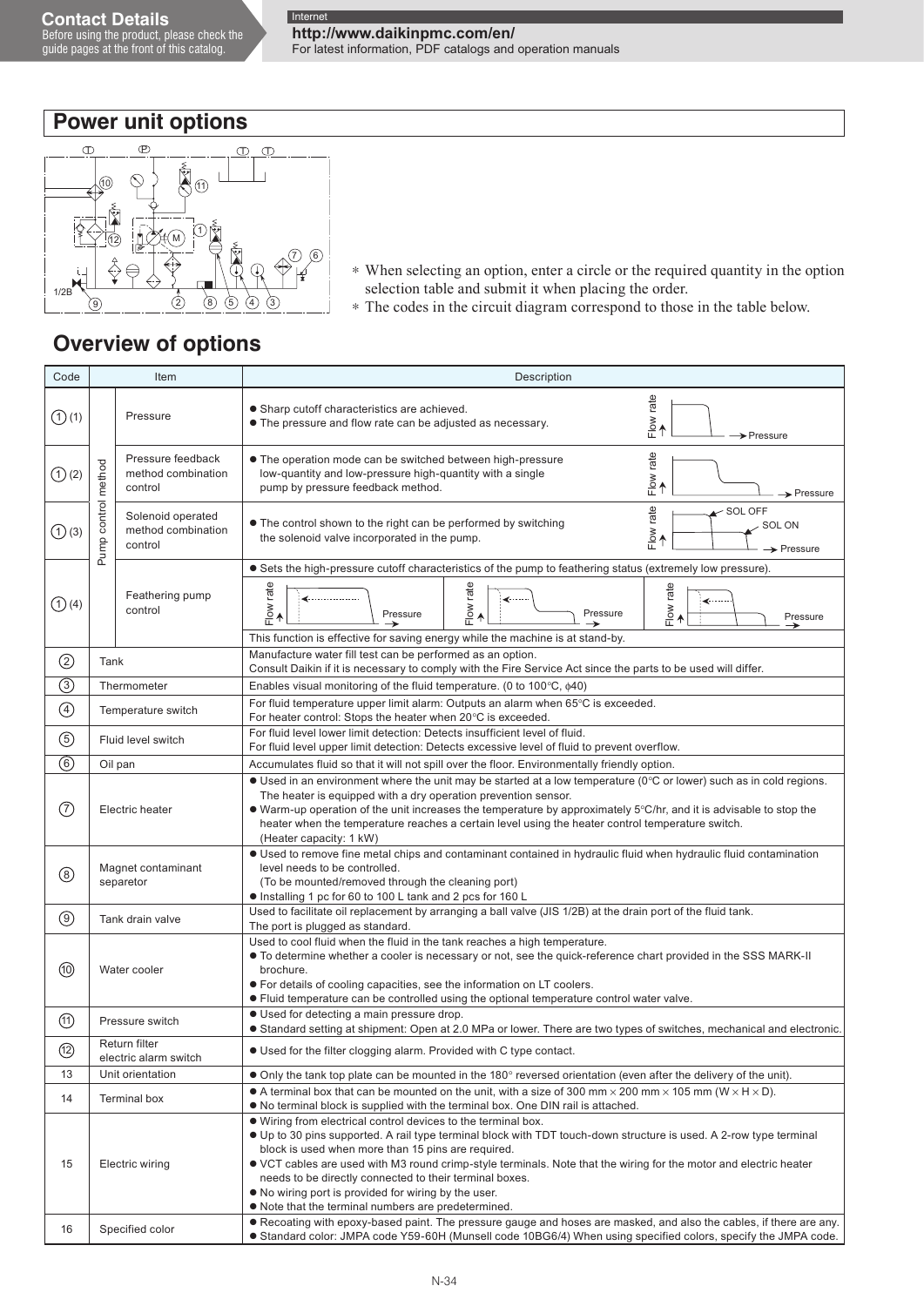# Power unit options

* When selecting an option, enter a circle or the required quantity in the option selection table and submit it when placing the order.
* The codes in the circuit diagram correspond to those in the table below.

## Overview of options

| Code | Item | | Description |
|---|---|---|---|
| ① (1) | Pump control method | Pressure | ● Sharp cutoff characteristics are achieved.<br>● The pressure and flow rate can be adjusted as necessary. |
| ① (2) | | Pressure feedback method combination control | ● The operation mode can be switched between high-pressure low-quantity and low-pressure high-quantity with a single pump by pressure feedback method. |
| ① (3) | | Solenoid operated method combination control | ● The control shown to the right can be performed by switching the solenoid valve incorporated in the pump. (SOL OFF / SOL ON) |
| ① (4) | | Feathering pump control | ● Sets the high-pressure cutoff characteristics of the pump to feathering status (extremely low pressure).<br>This function is effective for saving energy while the machine is at stand-by. |
| ② | Tank | | Manufacture water fill test can be performed as an option.<br>Consult Daikin if it is necessary to comply with the Fire Service Act since the parts to be used will differ. |
| ③ | Thermometer | | Enables visual monitoring of the fluid temperature. (0 to 100°C, ϕ40) |
| ④ | Temperature switch | | For fluid temperature upper limit alarm: Outputs an alarm when 65°C is exceeded.<br>For heater control: Stops the heater when 20°C is exceeded. |
| ⑤ | Fluid level switch | | For fluid level lower limit detection: Detects insufficient level of fluid.<br>For fluid level upper limit detection: Detects excessive level of fluid to prevent overflow. |
| ⑥ | Oil pan | | Accumulates fluid so that it will not spill over the floor. Environmentally friendly option. |
| ⑦ | Electric heater | | ● Used in an environment where the unit may be started at a low temperature (0°C or lower) such as in cold regions. The heater is equipped with a dry operation prevention sensor.<br>● Warm-up operation of the unit increases the temperature by approximately 5°C/hr, and it is advisable to stop the heater when the temperature reaches a certain level using the heater control temperature switch. (Heater capacity: 1 kW) |
| ⑧ | Magnet contaminant separator | | ● Used to remove fine metal chips and contaminant contained in hydraulic fluid when hydraulic fluid contamination level needs to be controlled. (To be mounted/removed through the cleaning port)<br>● Installing 1 pc for 60 to 100 L tank and 2 pcs for 160 L |
| ⑨ | Tank drain valve | | Used to facilitate oil replacement by arranging a ball valve (JIS 1/2B) at the drain port of the fluid tank.<br>The port is plugged as standard. |
| ⑩ | Water cooler | | Used to cool fluid when the fluid in the tank reaches a high temperature.<br>● To determine whether a cooler is necessary or not, see the quick-reference chart provided in the SSS MARK-II brochure.<br>● For details of cooling capacities, see the information on LT coolers.<br>● Fluid temperature can be controlled using the optional temperature control water valve. |
| ⑪ | Pressure switch | | ● Used for detecting a main pressure drop.<br>● Standard setting at shipment: Open at 2.0 MPa or lower. There are two types of switches, mechanical and electronic. |
| ⑫ | Return filter electric alarm switch | | ● Used for the filter clogging alarm. Provided with C type contact. |
| 13 | Unit orientation | | ● Only the tank top plate can be mounted in the 180° reversed orientation (even after the delivery of the unit). |
| 14 | Terminal box | | ● A terminal box that can be mounted on the unit, with a size of 300 mm × 200 mm × 105 mm (W × H × D).<br>● No terminal block is supplied with the terminal box. One DIN rail is attached. |
| 15 | Electric wiring | | ● Wiring from electrical control devices to the terminal box.<br>● Up to 30 pins supported. A rail type terminal block with TDT touch-down structure is used. A 2-row type terminal block is used when more than 15 pins are required.<br>● VCT cables are used with M3 round crimp-style terminals. Note that the wiring for the motor and electric heater needs to be directly connected to their terminal boxes.<br>● No wiring port is provided for wiring by the user.<br>● Note that the terminal numbers are predetermined. |
| 16 | Specified color | | ● Recoating with epoxy-based paint. The pressure gauge and hoses are masked, and also the cables, if there are any.<br>● Standard color: JMPA code Y59-60H (Munsell code 10BG6/4) When using specified colors, specify the JMPA code. |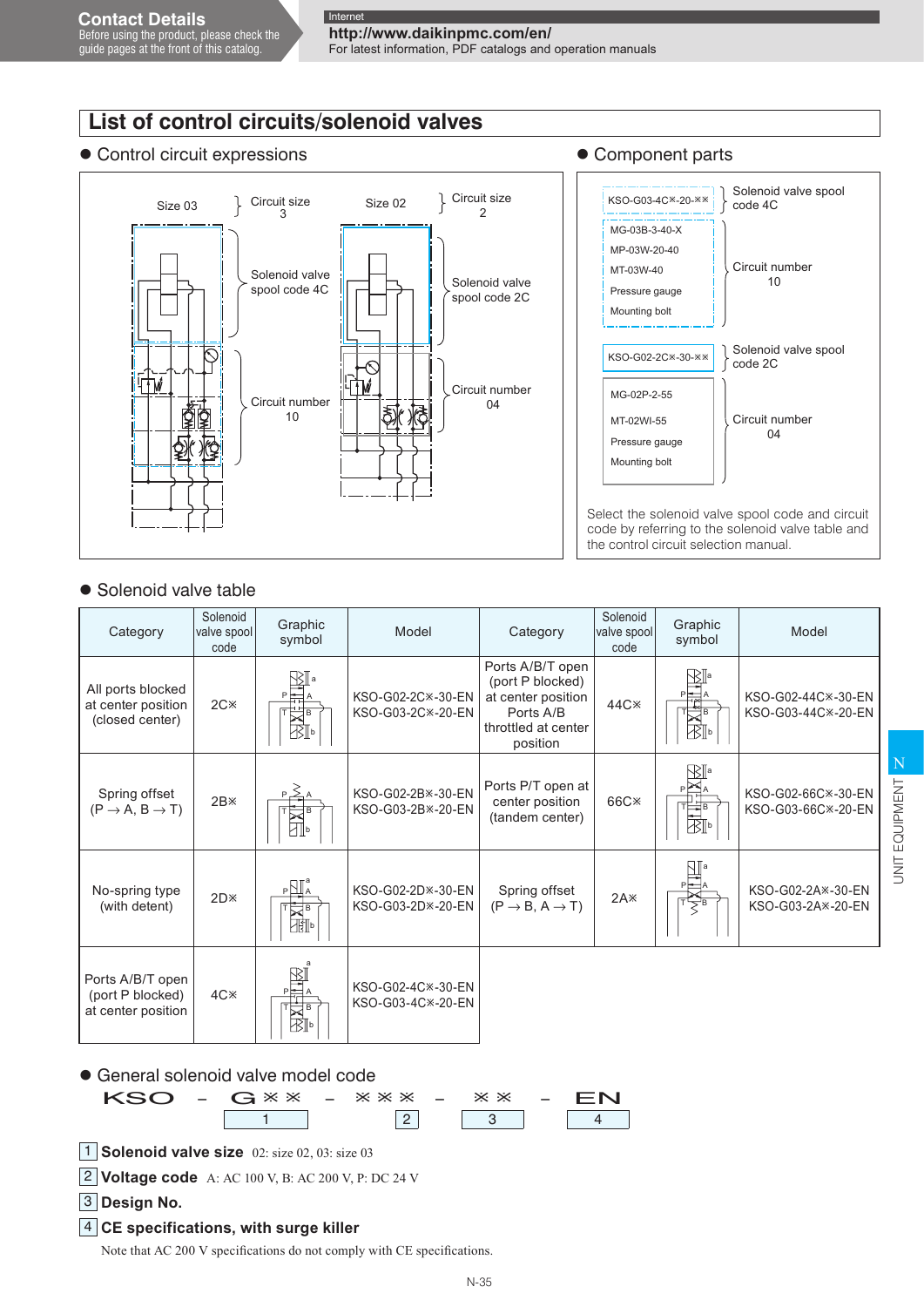# List of control circuits/solenoid valves

## ● Control circuit expressions

Size 03 } Circuit size 3

Solenoid valve spool code 4C

Circuit number 10

Size 02 } Circuit size 2

Solenoid valve spool code 2C

Circuit number 04

## ● Component parts

| Part | Description |
|---|---|
| KSO-G03-4C※-20-※※ | Solenoid valve spool code 4C |
| MG-03B-3-40-X<br>MP-03W-20-40<br>MT-03W-40<br>Pressure gauge<br>Mounting bolt | Circuit number 10 |
| KSO-G02-2C※-30-※※ | Solenoid valve spool code 2C |
| MG-02P-2-55<br>MT-02WI-55<br>Pressure gauge<br>Mounting bolt | Circuit number 04 |

Select the solenoid valve spool code and circuit code by referring to the solenoid valve table and the control circuit selection manual.

## ● Solenoid valve table

| Category | Solenoid valve spool code | Graphic symbol | Model | Category | Solenoid valve spool code | Graphic symbol | Model |
|---|---|---|---|---|---|---|---|
| All ports blocked at center position (closed center) | 2C※ | | KSO-G02-2C※-30-EN<br>KSO-G03-2C※-20-EN | Ports A/B/T open (port P blocked) at center position Ports A/B throttled at center position | 44C※ | | KSO-G02-44C※-30-EN<br>KSO-G03-44C※-20-EN |
| Spring offset (P → A, B → T) | 2B※ | | KSO-G02-2B※-30-EN<br>KSO-G03-2B※-20-EN | Ports P/T open at center position (tandem center) | 66C※ | | KSO-G02-66C※-30-EN<br>KSO-G03-66C※-20-EN |
| No-spring type (with detent) | 2D※ | | KSO-G02-2D※-30-EN<br>KSO-G03-2D※-20-EN | Spring offset (P → B, A → T) | 2A※ | | KSO-G02-2A※-30-EN<br>KSO-G03-2A※-20-EN |
| Ports A/B/T open (port P blocked) at center position | 4C※ | | KSO-G02-4C※-30-EN<br>KSO-G03-4C※-20-EN | | | | |

## ● General solenoid valve model code

KSO – G※※ – ※※※ – ※※ – EN

1: G※※ 2: ※ (voltage) 3: ※※ 4: EN

1 **Solenoid valve size** 02: size 02, 03: size 03

2 **Voltage code** A: AC 100 V, B: AC 200 V, P: DC 24 V

3 **Design No.**

4 **CE specifications, with surge killer**

Note that AC 200 V specifications do not comply with CE specifications.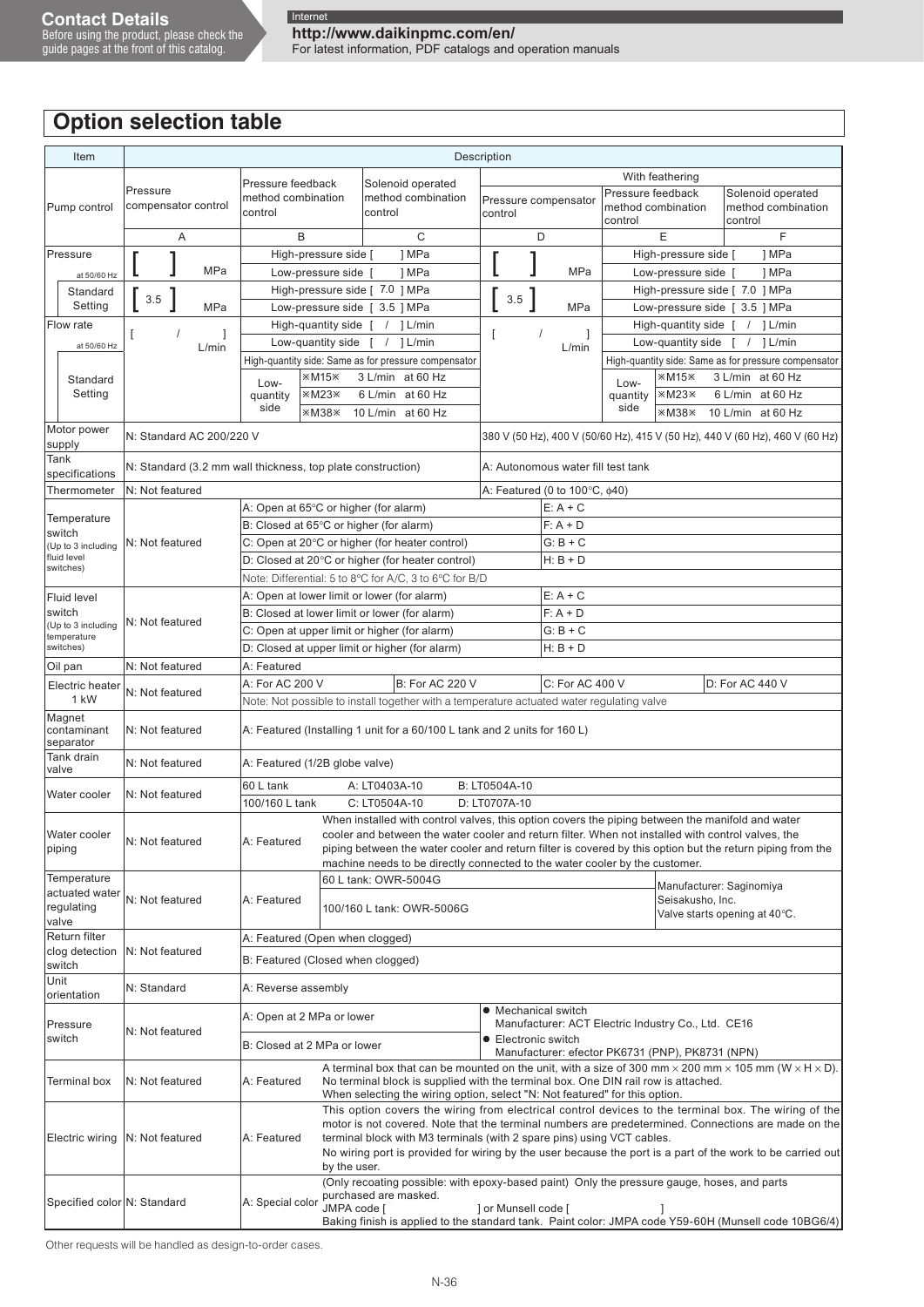## Option selection table

| Item | Description | | | | | | | |
|---|---|---|---|---|---|---|---|---|
| Pump control | Pressure compensator control | Pressure feedback method combination control | Solenoid operated method combination control | With feathering: Pressure compensator control | With feathering: Pressure feedback method combination control | With feathering: Solenoid operated method combination control | | |
| | A | B | C | D | E | F | | |
| Pressure at 50/60 Hz | [ ] MPa | High-pressure side [ ] MPa / Low-pressure side [ ] MPa | | [ ] MPa | High-pressure side [ ] MPa / Low-pressure side [ ] MPa | | | |
| Standard Setting | [ 3.5 ] MPa | High-pressure side [ 7.0 ] MPa / Low-pressure side [ 3.5 ] MPa | | [ 3.5 ] MPa | High-pressure side [ 7.0 ] MPa / Low-pressure side [ 3.5 ] MPa | | | |
| Flow rate at 50/60 Hz | [ / ] L/min | High-quantity side [ / ] L/min / Low-quantity side [ / ] L/min / High-quantity side: Same as for pressure compensator | | [ / ] L/min | High-quantity side [ / ] L/min / Low-quantity side [ / ] L/min / High-quantity side: Same as for pressure compensator | | | |
| Standard Setting | | Low-quantity side: ※M15※ 3 L/min at 60 Hz; ※M23※ 6 L/min at 60 Hz; ※M38※ 10 L/min at 60 Hz | | | Low-quantity side: ※M15※ 3 L/min at 60 Hz; ※M23※ 6 L/min at 60 Hz; ※M38※ 10 L/min at 60 Hz | | | |
| Motor power supply | N: Standard AC 200/220 V | | | 380 V (50 Hz), 400 V (50/60 Hz), 415 V (50 Hz), 440 V (60 Hz), 460 V (60 Hz) | | | | |
| Tank specifications | N: Standard (3.2 mm wall thickness, top plate construction) | | | A: Autonomous water fill test tank | | | | |
| Thermometer | N: Not featured | | | A: Featured (0 to 100°C, φ40) | | | | |
| Temperature switch (Up to 3 including fluid level switches) | N: Not featured | A: Open at 65°C or higher (for alarm) | | E: A + C | | | | |
| | | B: Closed at 65°C or higher (for alarm) | | F: A + D | | | | |
| | | C: Open at 20°C or higher (for heater control) | | G: B + C | | | | |
| | | D: Closed at 20°C or higher (for heater control) | | H: B + D | | | | |
| | | Note: Differential: 5 to 8°C for A/C, 3 to 6°C for B/D | | | | | | |
| Fluid level switch (Up to 3 including temperature switches) | N: Not featured | A: Open at lower limit or lower (for alarm) | | E: A + C | | | | |
| | | B: Closed at lower limit or lower (for alarm) | | F: A + D | | | | |
| | | C: Open at upper limit or higher (for alarm) | | G: B + C | | | | |
| | | D: Closed at upper limit or higher (for alarm) | | H: B + D | | | | |
| Oil pan | N: Not featured | A: Featured | | | | | | |
| Electric heater 1 kW | N: Not featured | A: For AC 200 V | B: For AC 220 V | C: For AC 400 V | D: For AC 440 V | | | |
| | | Note: Not possible to install together with a temperature actuated water regulating valve | | | | | | |
| Magnet contaminant separator | N: Not featured | A: Featured (Installing 1 unit for a 60/100 L tank and 2 units for 160 L) | | | | | | |
| Tank drain valve | N: Not featured | A: Featured (1/2B globe valve) | | | | | | |
| Water cooler | N: Not featured | 60 L tank | A: LT0403A-10 | B: LT0504A-10 | | | | |
| | | 100/160 L tank | C: LT0504A-10 | D: LT0707A-10 | | | | |
| Water cooler piping | N: Not featured | A: Featured | When installed with control valves, this option covers the piping between the manifold and water cooler and between the water cooler and return filter. When not installed with control valves, the piping between the water cooler and return filter is covered by this option but the return piping from the machine needs to be directly connected to the water cooler by the customer. | | | | | |
| Temperature actuated water regulating valve | N: Not featured | A: Featured | 60 L tank: OWR-5004G | | Manufacturer: Saginomiya Seisakusho, Inc. Valve starts opening at 40°C. | | | |
| | | | 100/160 L tank: OWR-5006G | | | | | |
| Return filter clog detection switch | N: Not featured | A: Featured (Open when clogged) | | | | | | |
| | | B: Featured (Closed when clogged) | | | | | | |
| Unit orientation | N: Standard | A: Reverse assembly | | | | | | |
| Pressure switch | N: Not featured | A: Open at 2 MPa or lower | | ● Mechanical switch Manufacturer: ACT Electric Industry Co., Ltd. CE16 | | | | |
| | | B: Closed at 2 MPa or lower | | ● Electronic switch Manufacturer: efector PK6731 (PNP), PK8731 (NPN) | | | | |
| Terminal box | N: Not featured | A: Featured | A terminal box that can be mounted on the unit, with a size of 300 mm × 200 mm × 105 mm (W × H × D). No terminal block is supplied with the terminal box. One DIN rail row is attached. When selecting the wiring option, select "N: Not featured" for this option. | | | | | |
| Electric wiring | N: Not featured | A: Featured | This option covers the wiring from electrical control devices to the terminal box. The wiring of the motor is not covered. Note that the terminal numbers are predetermined. Connections are made on the terminal block with M3 terminals (with 2 spare pins) using VCT cables. No wiring port is provided for wiring by the user because the port is a part of the work to be carried out by the user. | | | | | |
| Specified color | N: Standard | A: Special color | (Only recoating possible: with epoxy-based paint) Only the pressure gauge, hoses, and parts purchased are masked. JMPA code [ ] or Munsell code [ ] Baking finish is applied to the standard tank. Paint color: JMPA code Y59-60H (Munsell code 10BG6/4) | | | | | |

Other requests will be handled as design-to-order cases.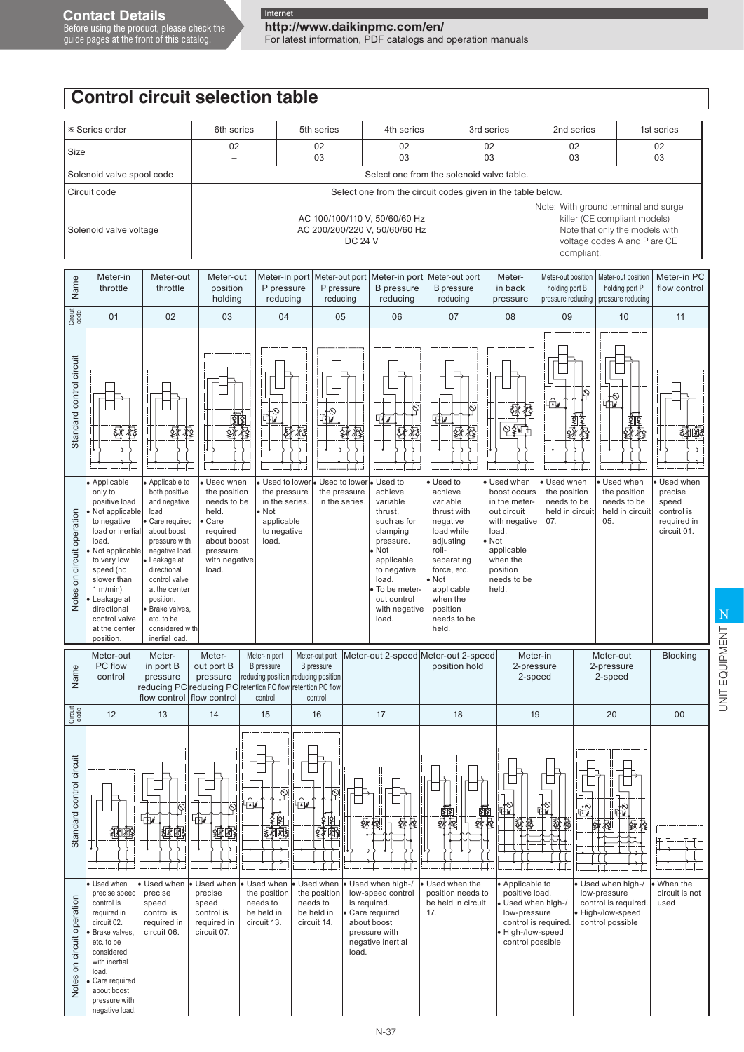# Control circuit selection table

| ※ Series order | 6th series | 5th series | 4th series | 3rd series | 2nd series | 1st series |
|---|---|---|---|---|---|---|
| Size | 02<br>– | 02<br>03 | 02<br>03 | 02<br>03 | 02<br>03 | 02<br>03 |
| Solenoid valve spool code | Select one from the solenoid valve table. | | | | | |
| Circuit code | Select one from the circuit codes given in the table below. | | | | | |
| Solenoid valve voltage | AC 100/100/110 V, 50/60/60 Hz<br>AC 200/200/220 V, 50/60/60 Hz<br>DC 24 V<br>Note: With ground terminal and surge killer (CE compliant models)<br>Note that only the models with voltage codes A and P are CE compliant. | | | | | |

| Name | Meter-in throttle | Meter-out throttle | Meter-out position holding | Meter-in port P pressure reducing | Meter-out port P pressure reducing | Meter-in port B pressure reducing | Meter-out port B pressure reducing | Meter-in back pressure | Meter-out position holding port B pressure reducing | Meter-out position holding port P pressure reducing | Meter-in PC flow control |
|---|---|---|---|---|---|---|---|---|---|---|---|
| Circuit code | 01 | 02 | 03 | 04 | 05 | 06 | 07 | 08 | 09 | 10 | 11 |
| Standard control circuit | | | | | | | | | | | |
| Notes on circuit operation | • Applicable only to positive load<br>• Not applicable to negative load or inertial load.<br>• Not applicable to very low speed (no slower than 1 m/min)<br>• Leakage at directional control valve at the center position. | • Applicable to both positive and negative load<br>• Care required about boost pressure with negative load.<br>• Leakage at directional control valve at the center position.<br>• Brake valves, etc. to be considered with inertial load. | • Used when the position needs to be held.<br>• Care required about boost pressure with negative load. | • Used to lower the pressure in the series.<br>• Not applicable to negative load. | • Used to lower the pressure in the series. | • Used to achieve variable thrust, such as for clamping pressure.<br>• Not applicable to negative load.<br>• To be meter-out control with negative load. | • Used to achieve variable thrust with negative load while adjusting roll-separating force, etc.<br>• Not applicable when the position needs to be held. | • Used when boost occurs in the meter-out circuit with negative load.<br>• Not applicable when the position needs to be held. | • Used when the position needs to be held in circuit 07. | • Used when the position needs to be held in circuit 05. | • Used when precise speed control is required in circuit 01. |

| Name | Meter-out PC flow control | Meter-in port B pressure reducing PC flow control | Meter-out port B pressure reducing PC flow control | Meter-in port B pressure reducing position retention PC flow control | Meter-out port B pressure reducing position retention PC flow control | Meter-out 2-speed | Meter-out 2-speed position hold | Meter-in 2-pressure 2-speed | Meter-out 2-pressure 2-speed | Blocking |
|---|---|---|---|---|---|---|---|---|---|---|
| Circuit code | 12 | 13 | 14 | 15 | 16 | 17 | 18 | 19 | 20 | 00 |
| Standard control circuit | | | | | | | | | | |
| Notes on circuit operation | • Used when precise speed control is required in circuit 02.<br>• Brake valves, etc. to be considered with inertial load.<br>• Care required about boost pressure with negative load. | • Used when precise speed control is required in circuit 06. | • Used when precise speed control is required in circuit 07. | • Used when the position needs to be held in circuit 13. | • Used when the position needs to be held in circuit 14. | • Used when high-/low-speed control is required.<br>• Care required about boost pressure with negative inertial load. | • Used when the position needs to be held in circuit 17. | • Applicable to positive load.<br>• Used when high-/low-pressure control is required.<br>• High-/low-speed control possible | • Used when high-/low-pressure control is required.<br>• High-/low-speed control possible | • When the circuit is not used |